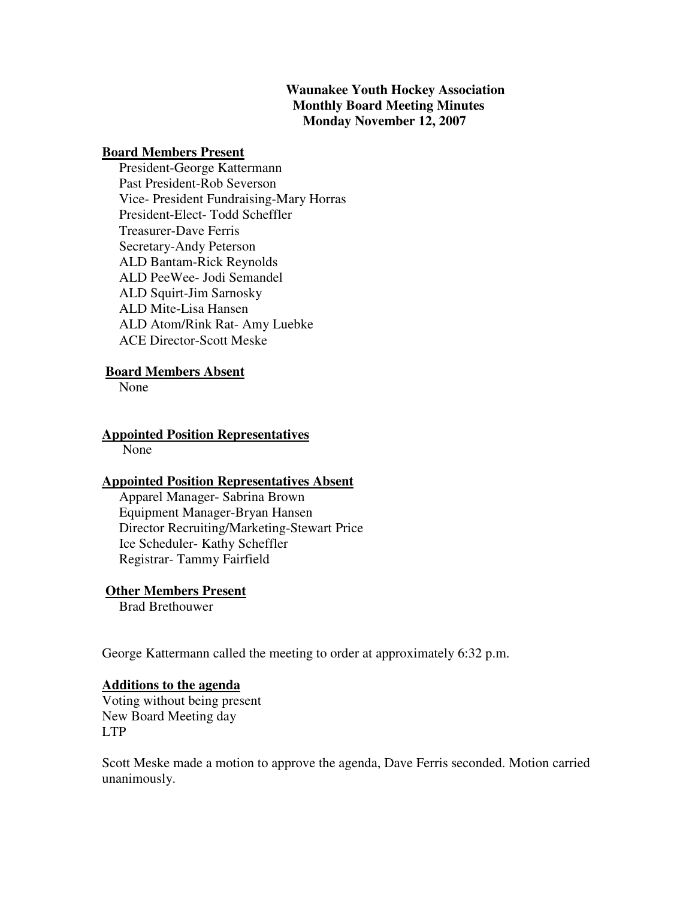**Waunakee Youth Hockey Association**
**Monthly Board Meeting Minutes**
**Monday November 12, 2007**

**Board Members Present**

President-George Kattermann
Past President-Rob Severson
Vice- President Fundraising-Mary Horras
President-Elect- Todd Scheffler
Treasurer-Dave Ferris
Secretary-Andy Peterson
ALD Bantam-Rick Reynolds
ALD PeeWee- Jodi Semandel
ALD Squirt-Jim Sarnosky
ALD Mite-Lisa Hansen
ALD Atom/Rink Rat- Amy Luebke
ACE Director-Scott Meske

**Board Members Absent**

None

**Appointed Position Representatives**

None

**Appointed Position Representatives Absent**

Apparel Manager- Sabrina Brown
Equipment Manager-Bryan Hansen
Director Recruiting/Marketing-Stewart Price
Ice Scheduler- Kathy Scheffler
Registrar- Tammy Fairfield

**Other Members Present**

Brad Brethouwer

George Kattermann called the meeting to order at approximately 6:32 p.m.

**Additions to the agenda**

Voting without being present
New Board Meeting day
LTP

Scott Meske made a motion to approve the agenda, Dave Ferris seconded. Motion carried unanimously.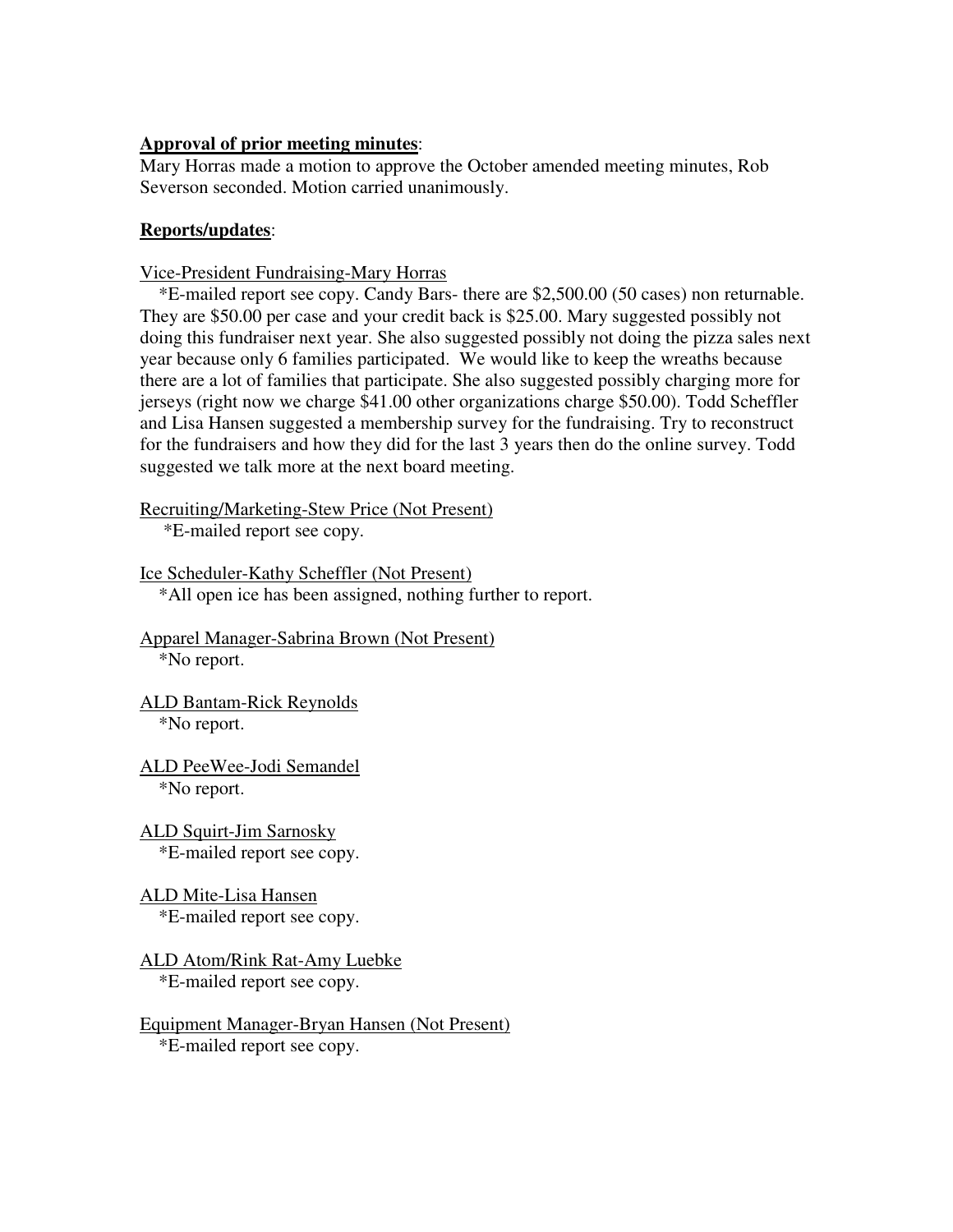**Approval of prior meeting minutes**:

Mary Horras made a motion to approve the October amended meeting minutes, Rob Severson seconded. Motion carried unanimously.

**Reports/updates**:

Vice-President Fundraising-Mary Horras

*E-mailed report see copy. Candy Bars- there are $2,500.00 (50 cases) non returnable. They are $50.00 per case and your credit back is $25.00. Mary suggested possibly not doing this fundraiser next year. She also suggested possibly not doing the pizza sales next year because only 6 families participated. We would like to keep the wreaths because there are a lot of families that participate. She also suggested possibly charging more for jerseys (right now we charge $41.00 other organizations charge $50.00). Todd Scheffler and Lisa Hansen suggested a membership survey for the fundraising. Try to reconstruct for the fundraisers and how they did for the last 3 years then do the online survey. Todd suggested we talk more at the next board meeting.

Recruiting/Marketing-Stew Price (Not Present)

*E-mailed report see copy.

Ice Scheduler-Kathy Scheffler (Not Present)

*All open ice has been assigned, nothing further to report.

Apparel Manager-Sabrina Brown (Not Present)

*No report.

ALD Bantam-Rick Reynolds

*No report.

ALD PeeWee-Jodi Semandel

*No report.

ALD Squirt-Jim Sarnosky

*E-mailed report see copy.

ALD Mite-Lisa Hansen

*E-mailed report see copy.

ALD Atom/Rink Rat-Amy Luebke

*E-mailed report see copy.

Equipment Manager-Bryan Hansen (Not Present)

*E-mailed report see copy.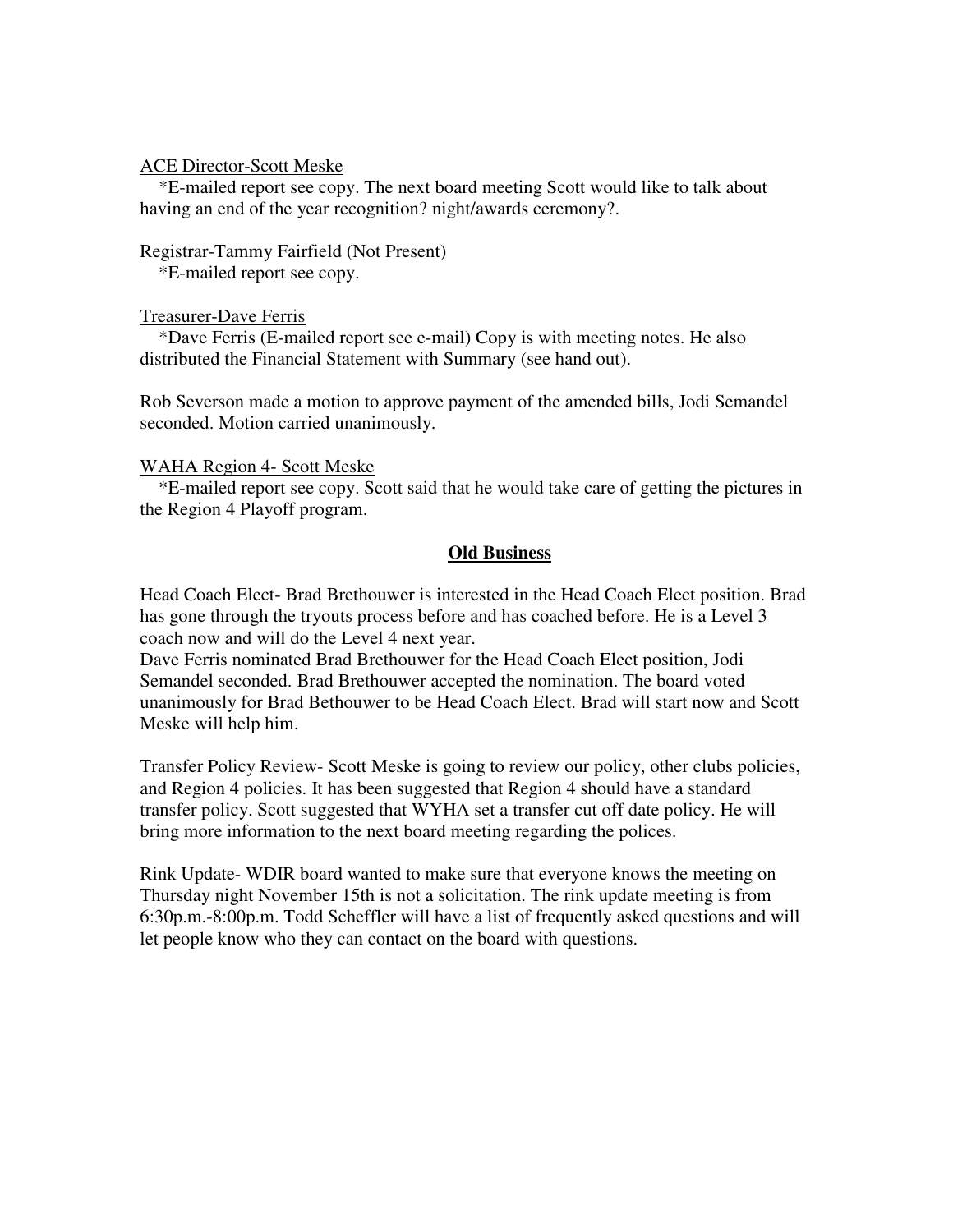ACE Director-Scott Meske

*E-mailed report see copy. The next board meeting Scott would like to talk about having an end of the year recognition? night/awards ceremony?.

Registrar-Tammy Fairfield (Not Present)

*E-mailed report see copy.

Treasurer-Dave Ferris

*Dave Ferris (E-mailed report see e-mail) Copy is with meeting notes. He also distributed the Financial Statement with Summary (see hand out).

Rob Severson made a motion to approve payment of the amended bills, Jodi Semandel seconded. Motion carried unanimously.

WAHA Region 4- Scott Meske

*E-mailed report see copy. Scott said that he would take care of getting the pictures in the Region 4 Playoff program.

## Old Business

Head Coach Elect- Brad Brethouwer is interested in the Head Coach Elect position. Brad has gone through the tryouts process before and has coached before. He is a Level 3 coach now and will do the Level 4 next year.
Dave Ferris nominated Brad Brethouwer for the Head Coach Elect position, Jodi Semandel seconded. Brad Brethouwer accepted the nomination. The board voted unanimously for Brad Bethouwer to be Head Coach Elect. Brad will start now and Scott Meske will help him.

Transfer Policy Review- Scott Meske is going to review our policy, other clubs policies, and Region 4 policies. It has been suggested that Region 4 should have a standard transfer policy. Scott suggested that WYHA set a transfer cut off date policy. He will bring more information to the next board meeting regarding the polices.

Rink Update- WDIR board wanted to make sure that everyone knows the meeting on Thursday night November 15th is not a solicitation. The rink update meeting is from 6:30p.m.-8:00p.m. Todd Scheffler will have a list of frequently asked questions and will let people know who they can contact on the board with questions.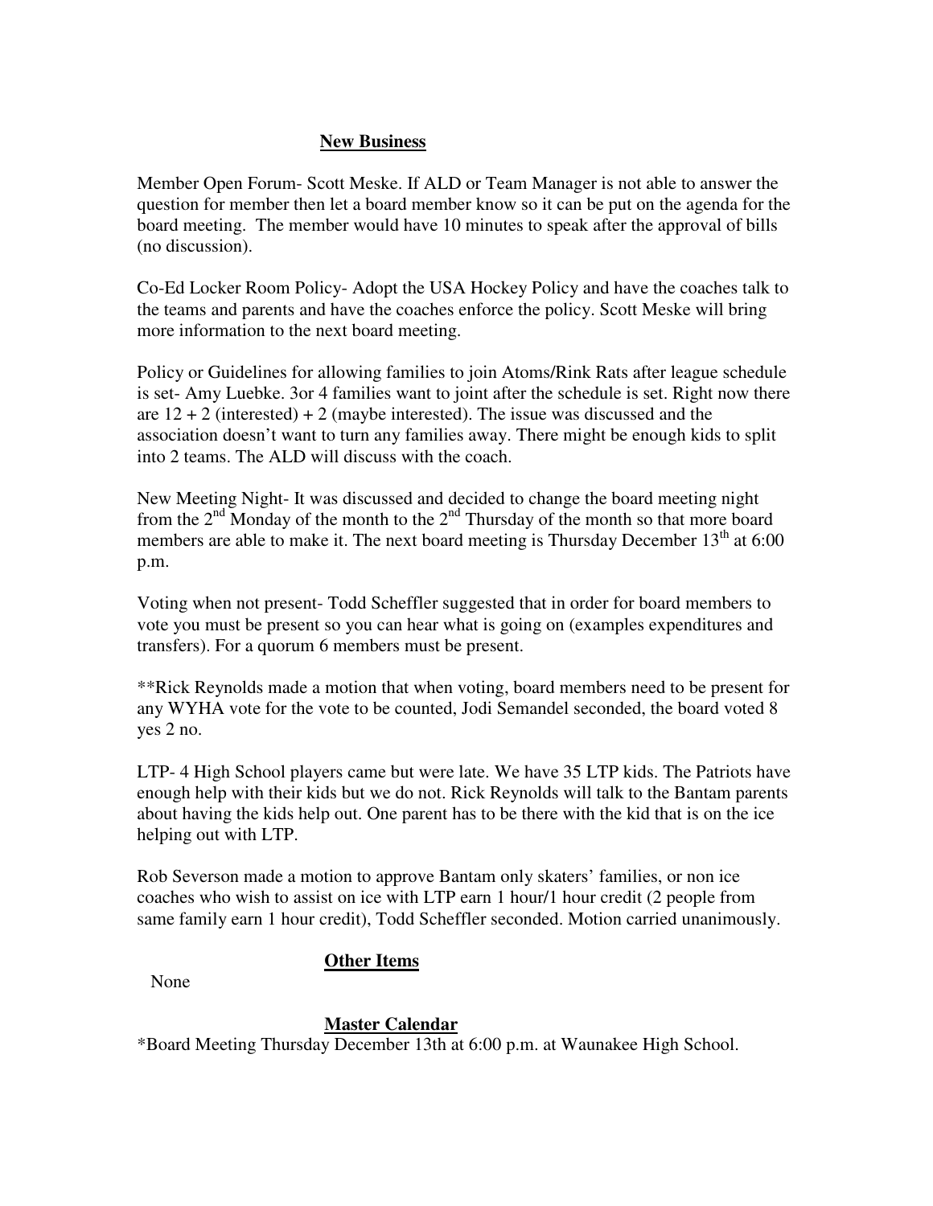## New Business

Member Open Forum- Scott Meske. If ALD or Team Manager is not able to answer the question for member then let a board member know so it can be put on the agenda for the board meeting. The member would have 10 minutes to speak after the approval of bills (no discussion).

Co-Ed Locker Room Policy- Adopt the USA Hockey Policy and have the coaches talk to the teams and parents and have the coaches enforce the policy. Scott Meske will bring more information to the next board meeting.

Policy or Guidelines for allowing families to join Atoms/Rink Rats after league schedule is set- Amy Luebke. 3or 4 families want to joint after the schedule is set. Right now there are 12 + 2 (interested) + 2 (maybe interested). The issue was discussed and the association doesn't want to turn any families away. There might be enough kids to split into 2 teams. The ALD will discuss with the coach.

New Meeting Night- It was discussed and decided to change the board meeting night from the 2nd Monday of the month to the 2nd Thursday of the month so that more board members are able to make it. The next board meeting is Thursday December 13th at 6:00 p.m.

Voting when not present- Todd Scheffler suggested that in order for board members to vote you must be present so you can hear what is going on (examples expenditures and transfers). For a quorum 6 members must be present.

**Rick Reynolds made a motion that when voting, board members need to be present for any WYHA vote for the vote to be counted, Jodi Semandel seconded, the board voted 8 yes 2 no.

LTP- 4 High School players came but were late. We have 35 LTP kids. The Patriots have enough help with their kids but we do not. Rick Reynolds will talk to the Bantam parents about having the kids help out. One parent has to be there with the kid that is on the ice helping out with LTP.

Rob Severson made a motion to approve Bantam only skaters' families, or non ice coaches who wish to assist on ice with LTP earn 1 hour/1 hour credit (2 people from same family earn 1 hour credit), Todd Scheffler seconded. Motion carried unanimously.

## Other Items

None

## Master Calendar

*Board Meeting Thursday December 13th at 6:00 p.m. at Waunakee High School.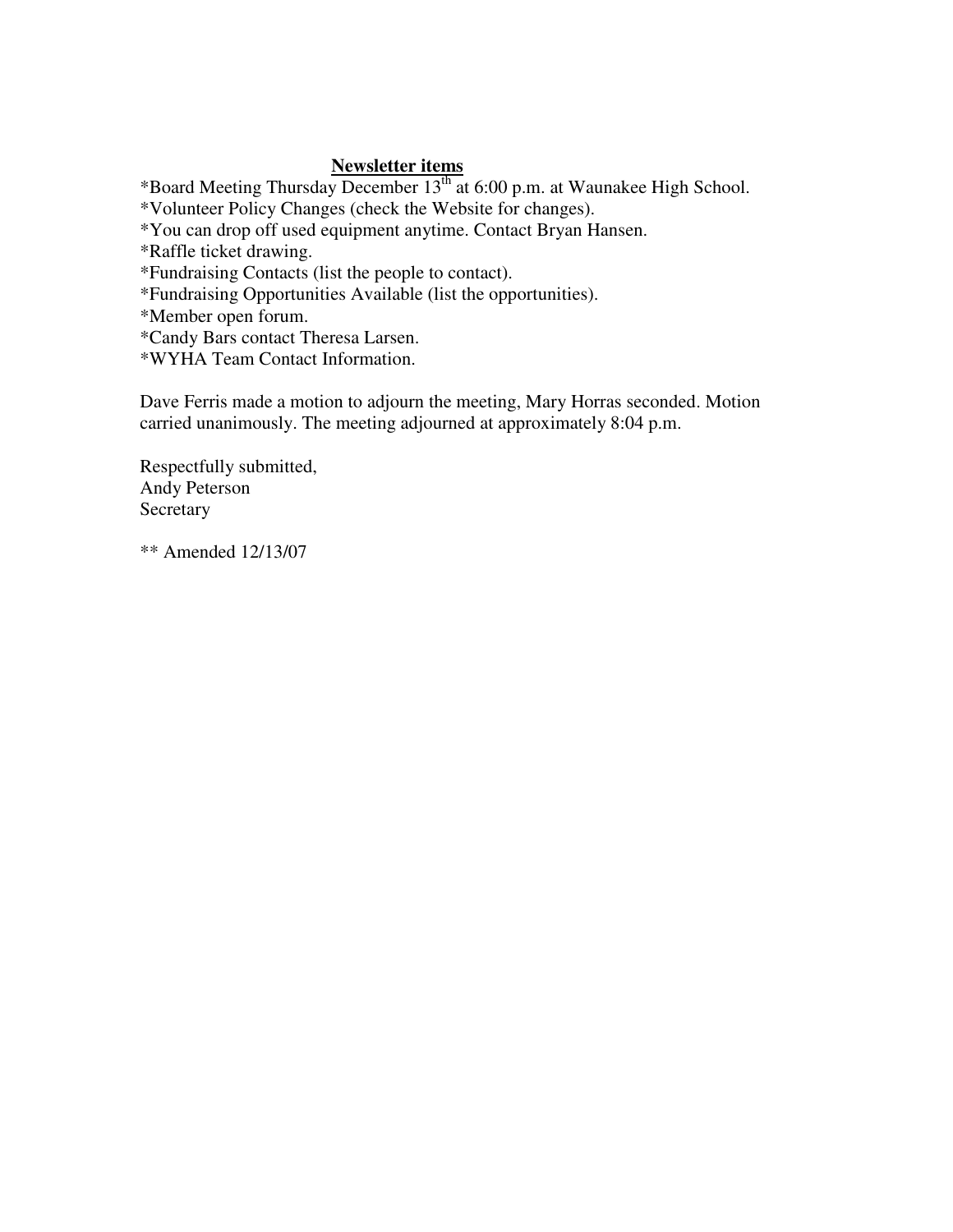**Newsletter items**

*Board Meeting Thursday December 13th at 6:00 p.m. at Waunakee High School.
*Volunteer Policy Changes (check the Website for changes).
*You can drop off used equipment anytime. Contact Bryan Hansen.
*Raffle ticket drawing.
*Fundraising Contacts (list the people to contact).
*Fundraising Opportunities Available (list the opportunities).
*Member open forum.
*Candy Bars contact Theresa Larsen.
*WYHA Team Contact Information.

Dave Ferris made a motion to adjourn the meeting, Mary Horras seconded. Motion carried unanimously. The meeting adjourned at approximately 8:04 p.m.

Respectfully submitted,
Andy Peterson
Secretary

** Amended 12/13/07